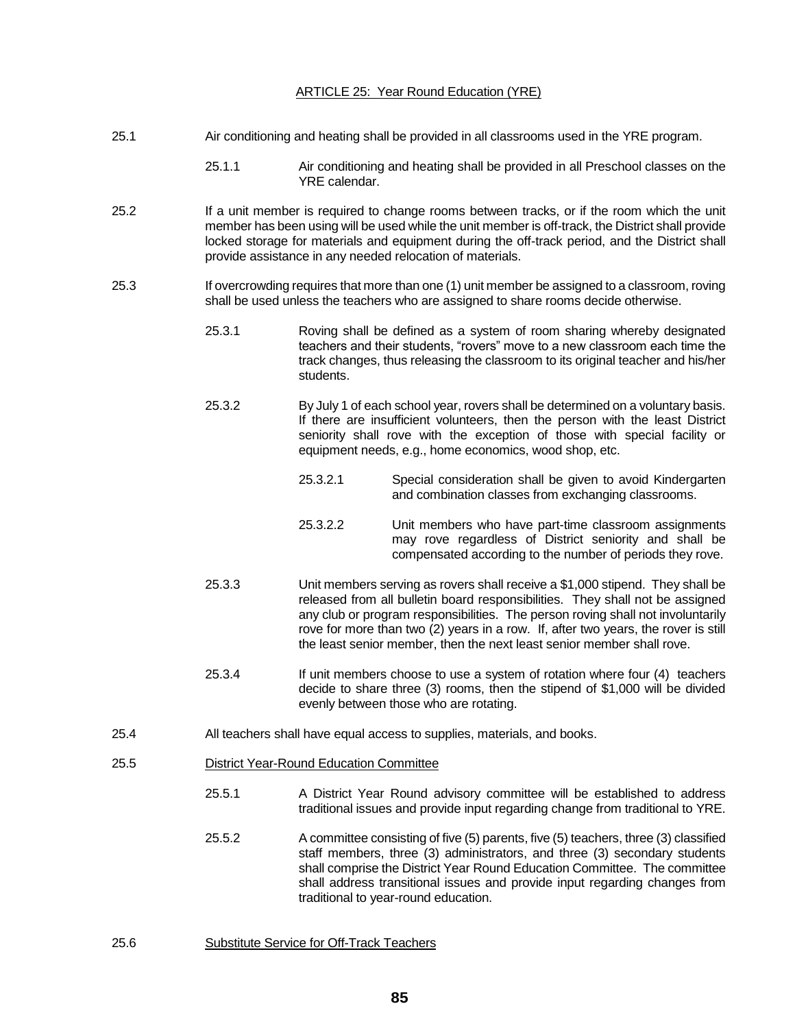## ARTICLE 25: Year Round Education (YRE)

25.1 Air conditioning and heating shall be provided in all classrooms used in the YRE program.

25.1.1 Air conditioning and heating shall be provided in all Preschool classes on the YRE calendar.

25.2 If a unit member is required to change rooms between tracks, or if the room which the unit member has been using will be used while the unit member is off-track, the District shall provide locked storage for materials and equipment during the off-track period, and the District shall provide assistance in any needed relocation of materials.

25.3 If overcrowding requires that more than one (1) unit member be assigned to a classroom, roving shall be used unless the teachers who are assigned to share rooms decide otherwise.

25.3.1 Roving shall be defined as a system of room sharing whereby designated teachers and their students, "rovers" move to a new classroom each time the track changes, thus releasing the classroom to its original teacher and his/her students.

25.3.2 By July 1 of each school year, rovers shall be determined on a voluntary basis. If there are insufficient volunteers, then the person with the least District seniority shall rove with the exception of those with special facility or equipment needs, e.g., home economics, wood shop, etc.

25.3.2.1 Special consideration shall be given to avoid Kindergarten and combination classes from exchanging classrooms.

25.3.2.2 Unit members who have part-time classroom assignments may rove regardless of District seniority and shall be compensated according to the number of periods they rove.

25.3.3 Unit members serving as rovers shall receive a $1,000 stipend. They shall be released from all bulletin board responsibilities. They shall not be assigned any club or program responsibilities. The person roving shall not involuntarily rove for more than two (2) years in a row. If, after two years, the rover is still the least senior member, then the next least senior member shall rove.

25.3.4 If unit members choose to use a system of rotation where four (4) teachers decide to share three (3) rooms, then the stipend of $1,000 will be divided evenly between those who are rotating.

25.4 All teachers shall have equal access to supplies, materials, and books.

25.5 District Year-Round Education Committee

25.5.1 A District Year Round advisory committee will be established to address traditional issues and provide input regarding change from traditional to YRE.

25.5.2 A committee consisting of five (5) parents, five (5) teachers, three (3) classified staff members, three (3) administrators, and three (3) secondary students shall comprise the District Year Round Education Committee. The committee shall address transitional issues and provide input regarding changes from traditional to year-round education.

25.6 Substitute Service for Off-Track Teachers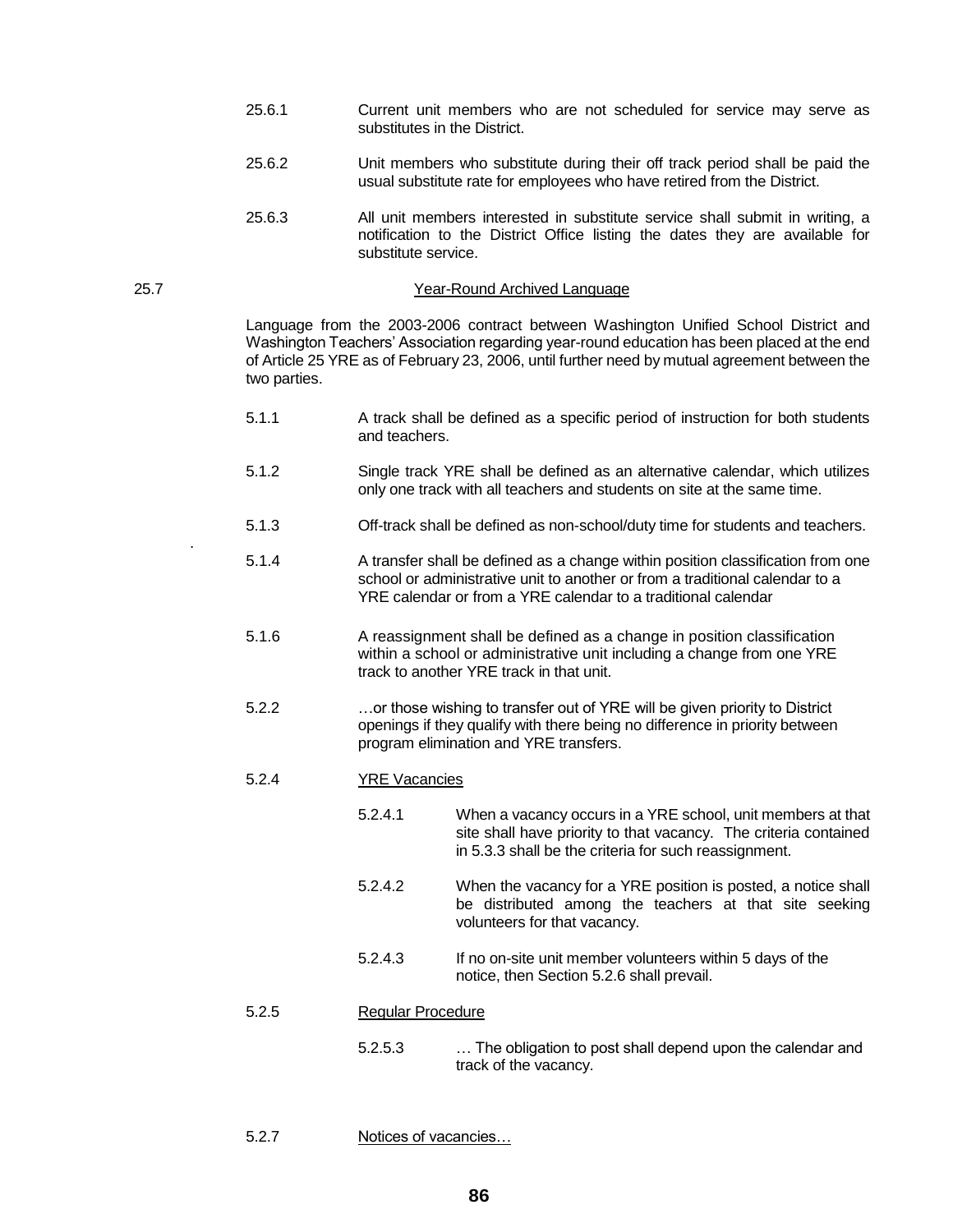25.6.1 Current unit members who are not scheduled for service may serve as substitutes in the District.

25.6.2 Unit members who substitute during their off track period shall be paid the usual substitute rate for employees who have retired from the District.

25.6.3 All unit members interested in substitute service shall submit in writing, a notification to the District Office listing the dates they are available for substitute service.

25.7 <u>Year-Round Archived Language</u>

Language from the 2003-2006 contract between Washington Unified School District and Washington Teachers' Association regarding year-round education has been placed at the end of Article 25 YRE as of February 23, 2006, until further need by mutual agreement between the two parties.

5.1.1 A track shall be defined as a specific period of instruction for both students and teachers.

5.1.2 Single track YRE shall be defined as an alternative calendar, which utilizes only one track with all teachers and students on site at the same time.

5.1.3 Off-track shall be defined as non-school/duty time for students and teachers.

5.1.4 A transfer shall be defined as a change within position classification from one school or administrative unit to another or from a traditional calendar to a YRE calendar or from a YRE calendar to a traditional calendar

5.1.6 A reassignment shall be defined as a change in position classification within a school or administrative unit including a change from one YRE track to another YRE track in that unit.

5.2.2 …or those wishing to transfer out of YRE will be given priority to District openings if they qualify with there being no difference in priority between program elimination and YRE transfers.

5.2.4 <u>YRE Vacancies</u>

5.2.4.1 When a vacancy occurs in a YRE school, unit members at that site shall have priority to that vacancy. The criteria contained in 5.3.3 shall be the criteria for such reassignment.

5.2.4.2 When the vacancy for a YRE position is posted, a notice shall be distributed among the teachers at that site seeking volunteers for that vacancy.

5.2.4.3 If no on-site unit member volunteers within 5 days of the notice, then Section 5.2.6 shall prevail.

5.2.5 <u>Regular Procedure</u>

5.2.5.3 … The obligation to post shall depend upon the calendar and track of the vacancy.

5.2.7 <u>Notices of vacancies…</u>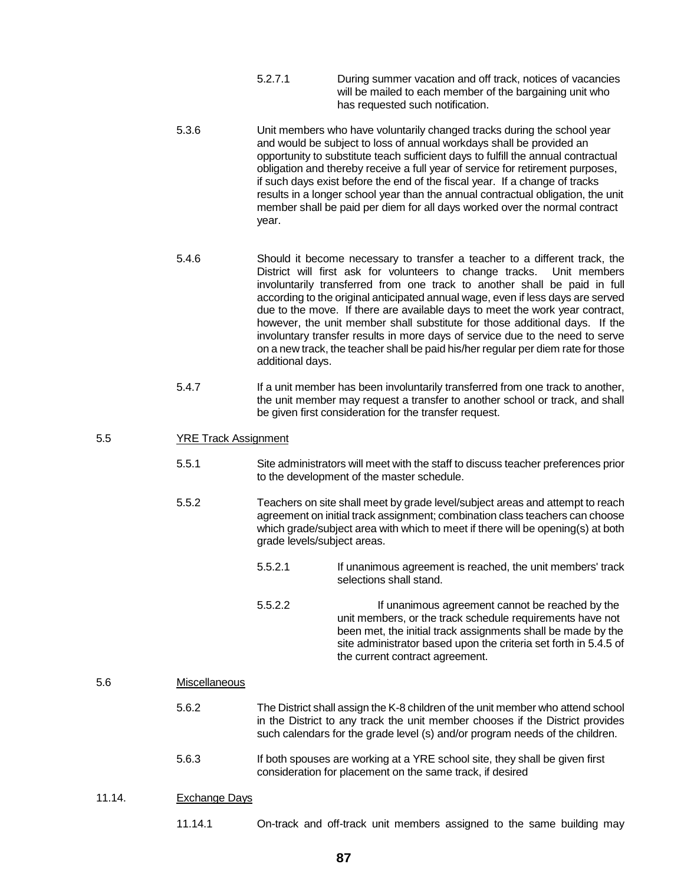5.2.7.1 During summer vacation and off track, notices of vacancies will be mailed to each member of the bargaining unit who has requested such notification.

5.3.6 Unit members who have voluntarily changed tracks during the school year and would be subject to loss of annual workdays shall be provided an opportunity to substitute teach sufficient days to fulfill the annual contractual obligation and thereby receive a full year of service for retirement purposes, if such days exist before the end of the fiscal year. If a change of tracks results in a longer school year than the annual contractual obligation, the unit member shall be paid per diem for all days worked over the normal contract year.

5.4.6 Should it become necessary to transfer a teacher to a different track, the District will first ask for volunteers to change tracks. Unit members involuntarily transferred from one track to another shall be paid in full according to the original anticipated annual wage, even if less days are served due to the move. If there are available days to meet the work year contract, however, the unit member shall substitute for those additional days. If the involuntary transfer results in more days of service due to the need to serve on a new track, the teacher shall be paid his/her regular per diem rate for those additional days.

5.4.7 If a unit member has been involuntarily transferred from one track to another, the unit member may request a transfer to another school or track, and shall be given first consideration for the transfer request.

5.5 YRE Track Assignment

5.5.1 Site administrators will meet with the staff to discuss teacher preferences prior to the development of the master schedule.

5.5.2 Teachers on site shall meet by grade level/subject areas and attempt to reach agreement on initial track assignment; combination class teachers can choose which grade/subject area with which to meet if there will be opening(s) at both grade levels/subject areas.

5.5.2.1 If unanimous agreement is reached, the unit members' track selections shall stand.

5.5.2.2 If unanimous agreement cannot be reached by the unit members, or the track schedule requirements have not been met, the initial track assignments shall be made by the site administrator based upon the criteria set forth in 5.4.5 of the current contract agreement.

5.6 Miscellaneous

5.6.2 The District shall assign the K-8 children of the unit member who attend school in the District to any track the unit member chooses if the District provides such calendars for the grade level (s) and/or program needs of the children.

5.6.3 If both spouses are working at a YRE school site, they shall be given first consideration for placement on the same track, if desired

11.14. Exchange Days

11.14.1 On-track and off-track unit members assigned to the same building may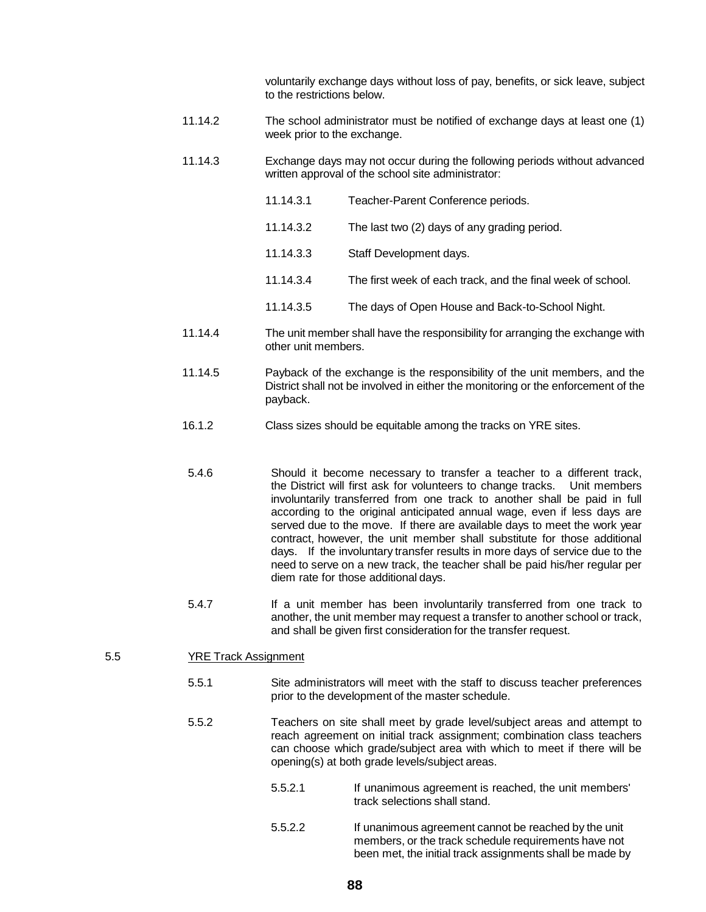voluntarily exchange days without loss of pay, benefits, or sick leave, subject to the restrictions below.

11.14.2 The school administrator must be notified of exchange days at least one (1) week prior to the exchange.

11.14.3 Exchange days may not occur during the following periods without advanced written approval of the school site administrator:

- 11.14.3.1 Teacher-Parent Conference periods.
- 11.14.3.2 The last two (2) days of any grading period.
- 11.14.3.3 Staff Development days.
- 11.14.3.4 The first week of each track, and the final week of school.
- 11.14.3.5 The days of Open House and Back-to-School Night.

11.14.4 The unit member shall have the responsibility for arranging the exchange with other unit members.

11.14.5 Payback of the exchange is the responsibility of the unit members, and the District shall not be involved in either the monitoring or the enforcement of the payback.

16.1.2 Class sizes should be equitable among the tracks on YRE sites.

5.4.6 Should it become necessary to transfer a teacher to a different track, the District will first ask for volunteers to change tracks. Unit members involuntarily transferred from one track to another shall be paid in full according to the original anticipated annual wage, even if less days are served due to the move. If there are available days to meet the work year contract, however, the unit member shall substitute for those additional days. If the involuntary transfer results in more days of service due to the need to serve on a new track, the teacher shall be paid his/her regular per diem rate for those additional days.

5.4.7 If a unit member has been involuntarily transferred from one track to another, the unit member may request a transfer to another school or track, and shall be given first consideration for the transfer request.

5.5 <u>YRE Track Assignment</u>

5.5.1 Site administrators will meet with the staff to discuss teacher preferences prior to the development of the master schedule.

5.5.2 Teachers on site shall meet by grade level/subject areas and attempt to reach agreement on initial track assignment; combination class teachers can choose which grade/subject area with which to meet if there will be opening(s) at both grade levels/subject areas.

- 5.5.2.1 If unanimous agreement is reached, the unit members' track selections shall stand.
- 5.5.2.2 If unanimous agreement cannot be reached by the unit members, or the track schedule requirements have not been met, the initial track assignments shall be made by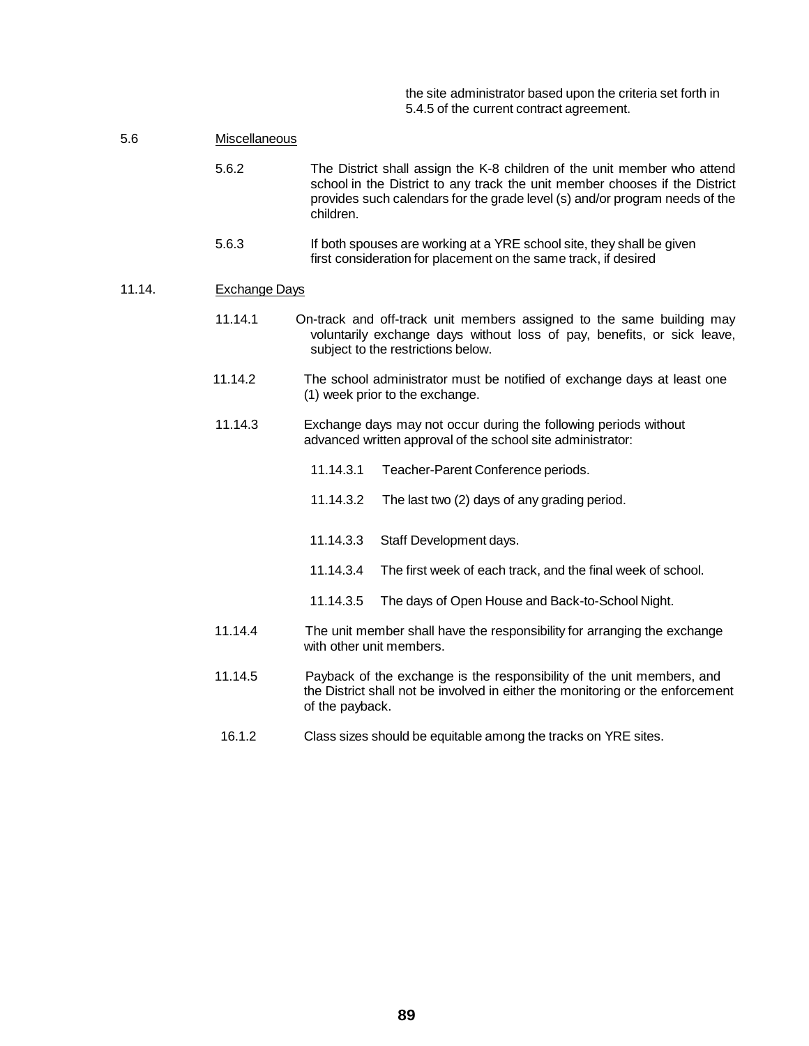the site administrator based upon the criteria set forth in 5.4.5 of the current contract agreement.

5.6 Miscellaneous

5.6.2 The District shall assign the K-8 children of the unit member who attend school in the District to any track the unit member chooses if the District provides such calendars for the grade level (s) and/or program needs of the children.

5.6.3 If both spouses are working at a YRE school site, they shall be given first consideration for placement on the same track, if desired

11.14. Exchange Days

11.14.1 On-track and off-track unit members assigned to the same building may voluntarily exchange days without loss of pay, benefits, or sick leave, subject to the restrictions below.

11.14.2 The school administrator must be notified of exchange days at least one (1) week prior to the exchange.

11.14.3 Exchange days may not occur during the following periods without advanced written approval of the school site administrator:

11.14.3.1 Teacher-Parent Conference periods.

11.14.3.2 The last two (2) days of any grading period.

11.14.3.3 Staff Development days.

11.14.3.4 The first week of each track, and the final week of school.

11.14.3.5 The days of Open House and Back-to-School Night.

11.14.4 The unit member shall have the responsibility for arranging the exchange with other unit members.

11.14.5 Payback of the exchange is the responsibility of the unit members, and the District shall not be involved in either the monitoring or the enforcement of the payback.

16.1.2 Class sizes should be equitable among the tracks on YRE sites.